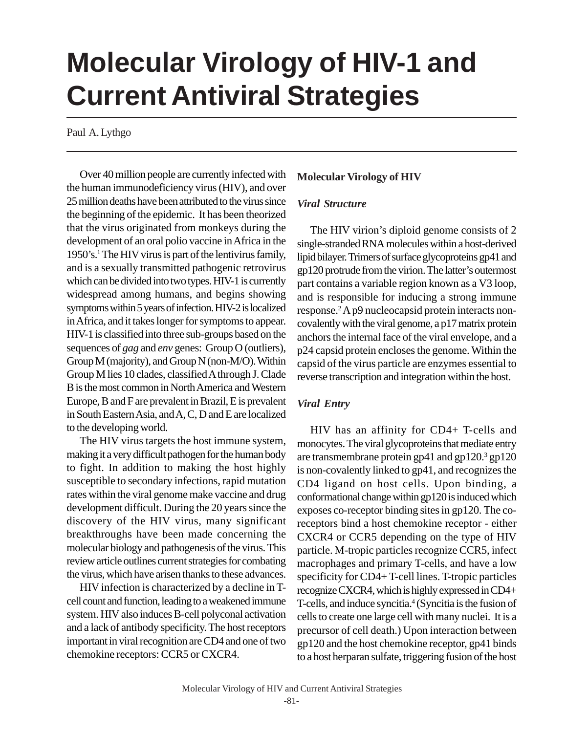# Molecular Virology of HIV-1 and Current Antiviral Strategies

Paul A. Lythgo

Over 40 million people are currently infected with the human immunodeficiency virus (HIV), and over 25 million deaths have been attributed to the virus since the beginning of the epidemic. It has been theorized that the virus originated from monkeys during the development of an oral polio vaccine in Africa in the 1950's.[1] The HIV virus is part of the lentivirus family, and is a sexually transmitted pathogenic retrovirus which can be divided into two types. HIV-1 is currently widespread among humans, and begins showing symptoms within 5 years of infection. HIV-2 is localized in Africa, and it takes longer for symptoms to appear. HIV-1 is classified into three sub-groups based on the sequences of *gag* and *env* genes: Group O (outliers), Group M (majority), and Group N (non-M/O). Within Group M lies 10 clades, classified A through J. Clade B is the most common in North America and Western Europe, B and F are prevalent in Brazil, E is prevalent in South Eastern Asia, and A, C, D and E are localized to the developing world.

The HIV virus targets the host immune system, making it a very difficult pathogen for the human body to fight. In addition to making the host highly susceptible to secondary infections, rapid mutation rates within the viral genome make vaccine and drug development difficult. During the 20 years since the discovery of the HIV virus, many significant breakthroughs have been made concerning the molecular biology and pathogenesis of the virus. This review article outlines current strategies for combating the virus, which have arisen thanks to these advances.

HIV infection is characterized by a decline in T-cell count and function, leading to a weakened immune system. HIV also induces B-cell polyconal activation and a lack of antibody specificity. The host receptors important in viral recognition are CD4 and one of two chemokine receptors: CCR5 or CXCR4.

## Molecular Virology of HIV

### *Viral Structure*

The HIV virion's diploid genome consists of 2 single-stranded RNA molecules within a host-derived lipid bilayer. Trimers of surface glycoproteins gp41 and gp120 protrude from the virion. The latter's outermost part contains a variable region known as a V3 loop, and is responsible for inducing a strong immune response.[2] A p9 nucleocapsid protein interacts non-covalently with the viral genome, a p17 matrix protein anchors the internal face of the viral envelope, and a p24 capsid protein encloses the genome. Within the capsid of the virus particle are enzymes essential to reverse transcription and integration within the host.

### *Viral Entry*

HIV has an affinity for CD4+ T-cells and monocytes. The viral glycoproteins that mediate entry are transmembrane protein gp41 and gp120.[3] gp120 is non-covalently linked to gp41, and recognizes the CD4 ligand on host cells. Upon binding, a conformational change within gp120 is induced which exposes co-receptor binding sites in gp120. The co-receptors bind a host chemokine receptor - either CXCR4 or CCR5 depending on the type of HIV particle. M-tropic particles recognize CCR5, infect macrophages and primary T-cells, and have a low specificity for CD4+ T-cell lines. T-tropic particles recognize CXCR4, which is highly expressed in CD4+ T-cells, and induce syncitia.[4] (Syncitia is the fusion of cells to create one large cell with many nuclei. It is a precursor of cell death.) Upon interaction between gp120 and the host chemokine receptor, gp41 binds to a host herparan sulfate, triggering fusion of the host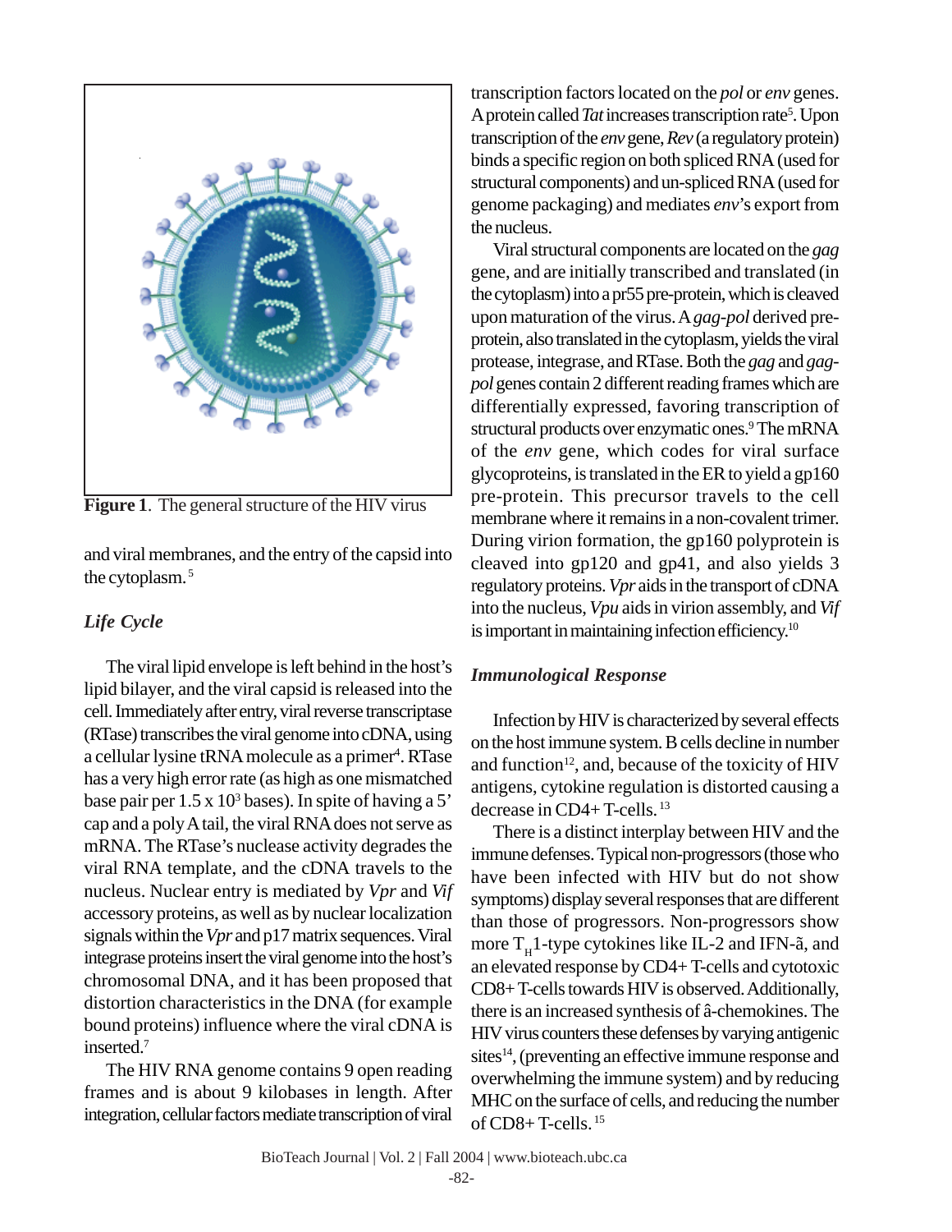**Figure 1**. The general structure of the HIV virus

and viral membranes, and the entry of the capsid into the cytoplasm.[5]

### *Life Cycle*

The viral lipid envelope is left behind in the host's lipid bilayer, and the viral capsid is released into the cell. Immediately after entry, viral reverse transcriptase (RTase) transcribes the viral genome into cDNA, using a cellular lysine tRNA molecule as a primer[4]. RTase has a very high error rate (as high as one mismatched base pair per 1.5 x $10^3$ bases). In spite of having a 5' cap and a poly A tail, the viral RNA does not serve as mRNA. The RTase's nuclease activity degrades the viral RNA template, and the cDNA travels to the nucleus. Nuclear entry is mediated by *Vpr* and *Vif* accessory proteins, as well as by nuclear localization signals within the *Vpr* and p17 matrix sequences. Viral integrase proteins insert the viral genome into the host's chromosomal DNA, and it has been proposed that distortion characteristics in the DNA (for example bound proteins) influence where the viral cDNA is inserted.[7]

The HIV RNA genome contains 9 open reading frames and is about 9 kilobases in length. After integration, cellular factors mediate transcription of viral transcription factors located on the *pol* or *env* genes. A protein called *Tat* increases transcription rate[5]. Upon transcription of the *env* gene, *Rev* (a regulatory protein) binds a specific region on both spliced RNA (used for structural components) and un-spliced RNA (used for genome packaging) and mediates *env*'s export from the nucleus.

Viral structural components are located on the *gag* gene, and are initially transcribed and translated (in the cytoplasm) into a pr55 pre-protein, which is cleaved upon maturation of the virus. A *gag-pol* derived pre-protein, also translated in the cytoplasm, yields the viral protease, integrase, and RTase. Both the *gag* and *gag-pol* genes contain 2 different reading frames which are differentially expressed, favoring transcription of structural products over enzymatic ones.[9] The mRNA of the *env* gene, which codes for viral surface glycoproteins, is translated in the ER to yield a gp160 pre-protein. This precursor travels to the cell membrane where it remains in a non-covalent trimer. During virion formation, the gp160 polyprotein is cleaved into gp120 and gp41, and also yields 3 regulatory proteins. *Vpr* aids in the transport of cDNA into the nucleus, *Vpu* aids in virion assembly, and *Vif* is important in maintaining infection efficiency.[10]

### *Immunological Response*

Infection by HIV is characterized by several effects on the host immune system. B cells decline in number and function[12], and, because of the toxicity of HIV antigens, cytokine regulation is distorted causing a decrease in CD4+ T-cells.[13]

There is a distinct interplay between HIV and the immune defenses. Typical non-progressors (those who have been infected with HIV but do not show symptoms) display several responses that are different than those of progressors. Non-progressors show more $T_H$1-type cytokines like IL-2 and IFN-ã, and an elevated response by CD4+ T-cells and cytotoxic CD8+ T-cells towards HIV is observed. Additionally, there is an increased synthesis of â-chemokines. The HIV virus counters these defenses by varying antigenic sites[14], (preventing an effective immune response and overwhelming the immune system) and by reducing MHC on the surface of cells, and reducing the number of CD8+ T-cells.[15]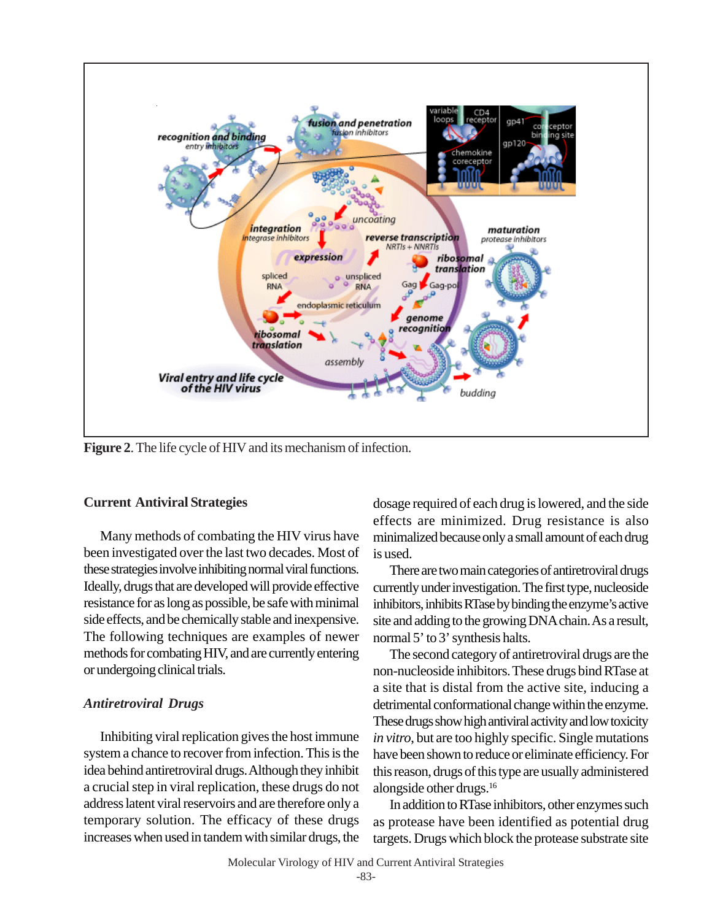**Figure 2**. The life cycle of HIV and its mechanism of infection.

## Current Antiviral Strategies

Many methods of combating the HIV virus have been investigated over the last two decades. Most of these strategies involve inhibiting normal viral functions. Ideally, drugs that are developed will provide effective resistance for as long as possible, be safe with minimal side effects, and be chemically stable and inexpensive. The following techniques are examples of newer methods for combating HIV, and are currently entering or undergoing clinical trials.

### *Antiretroviral Drugs*

Inhibiting viral replication gives the host immune system a chance to recover from infection. This is the idea behind antiretroviral drugs. Although they inhibit a crucial step in viral replication, these drugs do not address latent viral reservoirs and are therefore only a temporary solution. The efficacy of these drugs increases when used in tandem with similar drugs, the dosage required of each drug is lowered, and the side effects are minimized. Drug resistance is also minimalized because only a small amount of each drug is used.

There are two main categories of antiretroviral drugs currently under investigation. The first type, nucleoside inhibitors, inhibits RTase by binding the enzyme's active site and adding to the growing DNA chain. As a result, normal 5' to 3' synthesis halts.

The second category of antiretroviral drugs are the non-nucleoside inhibitors. These drugs bind RTase at a site that is distal from the active site, inducing a detrimental conformational change within the enzyme. These drugs show high antiviral activity and low toxicity *in vitro*, but are too highly specific. Single mutations have been shown to reduce or eliminate efficiency. For this reason, drugs of this type are usually administered alongside other drugs.[16]

In addition to RTase inhibitors, other enzymes such as protease have been identified as potential drug targets. Drugs which block the protease substrate site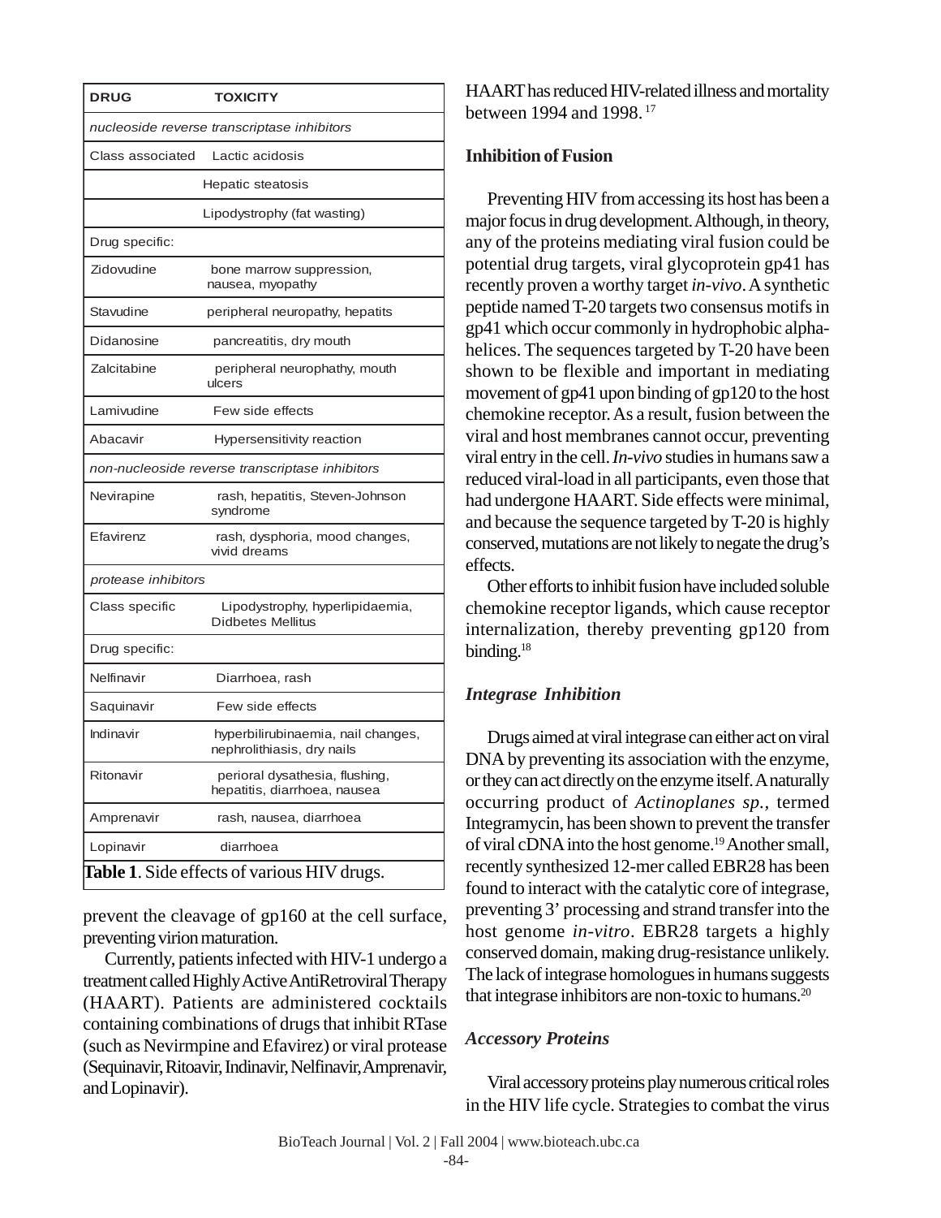| DRUG | TOXICITY |
|---|---|
| *nucleoside reverse transcriptase inhibitors* | |
| Class associated | Lactic acidosis |
| | Hepatic steatosis |
| | Lipodystrophy (fat wasting) |
| Drug specific: | |
| Zidovudine | bone marrow suppression, nausea, myopathy |
| Stavudine | peripheral neuropathy, hepatits |
| Didanosine | pancreatitis, dry mouth |
| Zalcitabine | peripheral neurophathy, mouth ulcers |
| Lamivudine | Few side effects |
| Abacavir | Hypersensitivity reaction |
| *non-nucleoside reverse transcriptase inhibitors* | |
| Nevirapine | rash, hepatitis, Steven-Johnson syndrome |
| Efavirenz | rash, dysphoria, mood changes, vivid dreams |
| *protease inhibitors* | |
| Class specific | Lipodystrophy, hyperlipidaemia, Didbetes Mellitus |
| Drug specific: | |
| Nelfinavir | Diarrhoea, rash |
| Saquinavir | Few side effects |
| Indinavir | hyperbilirubinaemia, nail changes, nephrolithiasis, dry nails |
| Ritonavir | perioral dysathesia, flushing, hepatitis, diarrhoea, nausea |
| Amprenavir | rash, nausea, diarrhoea |
| Lopinavir | diarrhoea |

**Table 1**. Side effects of various HIV drugs.

prevent the cleavage of gp160 at the cell surface, preventing virion maturation.

Currently, patients infected with HIV-1 undergo a treatment called Highly Active AntiRetroviral Therapy (HAART). Patients are administered cocktails containing combinations of drugs that inhibit RTase (such as Nevirmpine and Efavirez) or viral protease (Sequinavir, Ritoavir, Indinavir, Nelfinavir, Amprenavir, and Lopinavir).

HAART has reduced HIV-related illness and mortality between 1994 and 1998. [17]

**Inhibition of Fusion**

Preventing HIV from accessing its host has been a major focus in drug development. Although, in theory, any of the proteins mediating viral fusion could be potential drug targets, viral glycoprotein gp41 has recently proven a worthy target *in-vivo*. A synthetic peptide named T-20 targets two consensus motifs in gp41 which occur commonly in hydrophobic alpha-helices. The sequences targeted by T-20 have been shown to be flexible and important in mediating movement of gp41 upon binding of gp120 to the host chemokine receptor. As a result, fusion between the viral and host membranes cannot occur, preventing viral entry in the cell. *In-vivo* studies in humans saw a reduced viral-load in all participants, even those that had undergone HAART. Side effects were minimal, and because the sequence targeted by T-20 is highly conserved, mutations are not likely to negate the drug's effects.

Other efforts to inhibit fusion have included soluble chemokine receptor ligands, which cause receptor internalization, thereby preventing gp120 from binding.[18]

***Integrase Inhibition***

Drugs aimed at viral integrase can either act on viral DNA by preventing its association with the enzyme, or they can act directly on the enzyme itself. A naturally occurring product of *Actinoplanes sp.,* termed Integramycin, has been shown to prevent the transfer of viral cDNA into the host genome.[19] Another small, recently synthesized 12-mer called EBR28 has been found to interact with the catalytic core of integrase, preventing 3' processing and strand transfer into the host genome *in-vitro*. EBR28 targets a highly conserved domain, making drug-resistance unlikely. The lack of integrase homologues in humans suggests that integrase inhibitors are non-toxic to humans.[20]

***Accessory Proteins***

Viral accessory proteins play numerous critical roles in the HIV life cycle. Strategies to combat the virus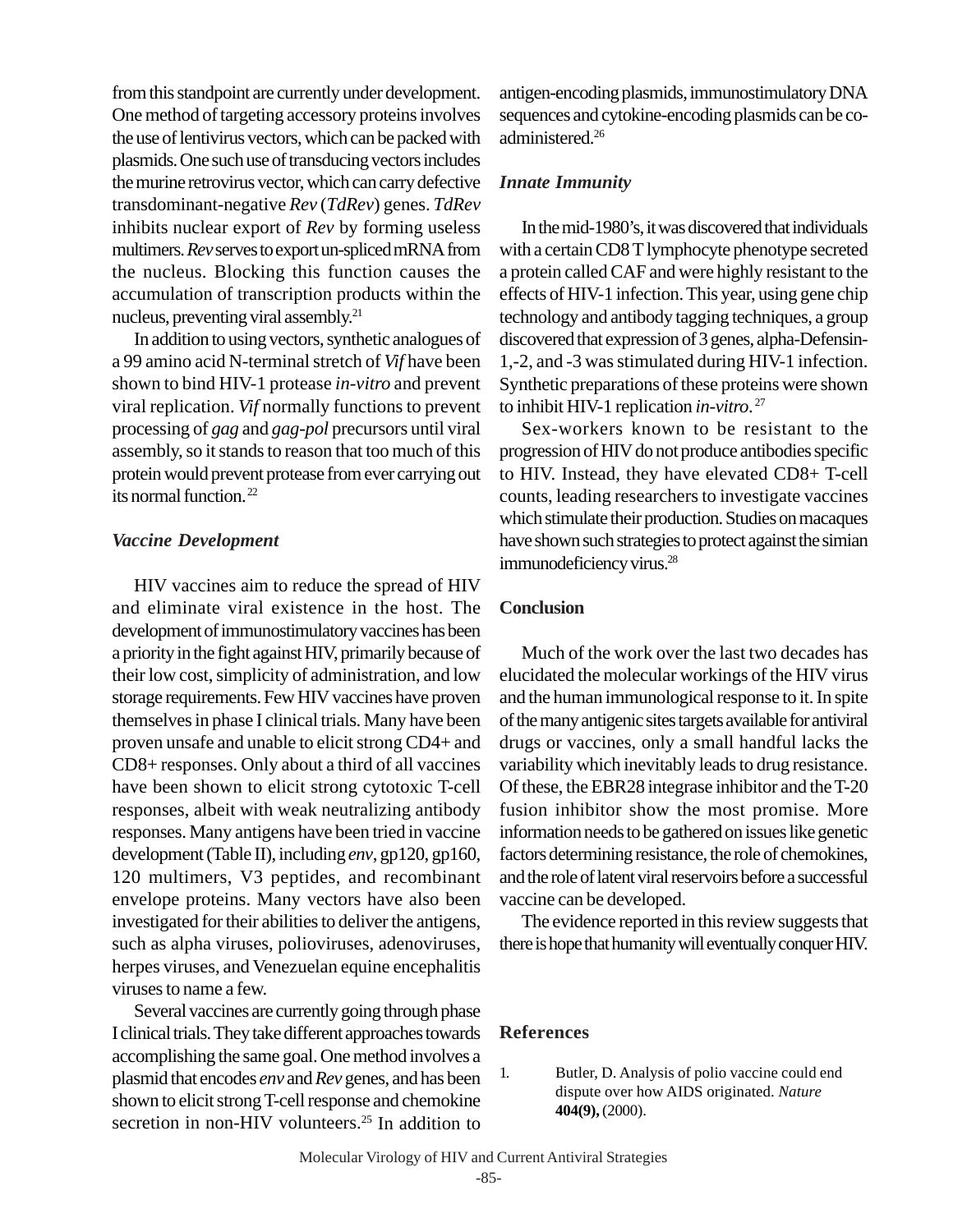from this standpoint are currently under development. One method of targeting accessory proteins involves the use of lentivirus vectors, which can be packed with plasmids. One such use of transducing vectors includes the murine retrovirus vector, which can carry defective transdominant-negative *Rev* (*TdRev*) genes. *TdRev* inhibits nuclear export of *Rev* by forming useless multimers. *Rev* serves to export un-spliced mRNA from the nucleus. Blocking this function causes the accumulation of transcription products within the nucleus, preventing viral assembly.[21]

In addition to using vectors, synthetic analogues of a 99 amino acid N-terminal stretch of *Vif* have been shown to bind HIV-1 protease *in-vitro* and prevent viral replication. *Vif* normally functions to prevent processing of *gag* and *gag-pol* precursors until viral assembly, so it stands to reason that too much of this protein would prevent protease from ever carrying out its normal function.[22]

### *Vaccine Development*

HIV vaccines aim to reduce the spread of HIV and eliminate viral existence in the host. The development of immunostimulatory vaccines has been a priority in the fight against HIV, primarily because of their low cost, simplicity of administration, and low storage requirements. Few HIV vaccines have proven themselves in phase I clinical trials. Many have been proven unsafe and unable to elicit strong CD4+ and CD8+ responses. Only about a third of all vaccines have been shown to elicit strong cytotoxic T-cell responses, albeit with weak neutralizing antibody responses. Many antigens have been tried in vaccine development (Table II), including *env*, gp120, gp160, 120 multimers, V3 peptides, and recombinant envelope proteins. Many vectors have also been investigated for their abilities to deliver the antigens, such as alpha viruses, polioviruses, adenoviruses, herpes viruses, and Venezuelan equine encephalitis viruses to name a few.

Several vaccines are currently going through phase I clinical trials. They take different approaches towards accomplishing the same goal. One method involves a plasmid that encodes *env* and *Rev* genes, and has been shown to elicit strong T-cell response and chemokine secretion in non-HIV volunteers.[25] In addition to antigen-encoding plasmids, immunostimulatory DNA sequences and cytokine-encoding plasmids can be co-administered.[26]

### *Innate Immunity*

In the mid-1980's, it was discovered that individuals with a certain CD8 T lymphocyte phenotype secreted a protein called CAF and were highly resistant to the effects of HIV-1 infection. This year, using gene chip technology and antibody tagging techniques, a group discovered that expression of 3 genes, alpha-Defensin-1,-2, and -3 was stimulated during HIV-1 infection. Synthetic preparations of these proteins were shown to inhibit HIV-1 replication *in-vitro*.[27]

Sex-workers known to be resistant to the progression of HIV do not produce antibodies specific to HIV. Instead, they have elevated CD8+ T-cell counts, leading researchers to investigate vaccines which stimulate their production. Studies on macaques have shown such strategies to protect against the simian immunodeficiency virus.[28]

## Conclusion

Much of the work over the last two decades has elucidated the molecular workings of the HIV virus and the human immunological response to it. In spite of the many antigenic sites targets available for antiviral drugs or vaccines, only a small handful lacks the variability which inevitably leads to drug resistance. Of these, the EBR28 integrase inhibitor and the T-20 fusion inhibitor show the most promise. More information needs to be gathered on issues like genetic factors determining resistance, the role of chemokines, and the role of latent viral reservoirs before a successful vaccine can be developed.

The evidence reported in this review suggests that there is hope that humanity will eventually conquer HIV.

## References

1. Butler, D. Analysis of polio vaccine could end dispute over how AIDS originated. *Nature* **404(9),** (2000).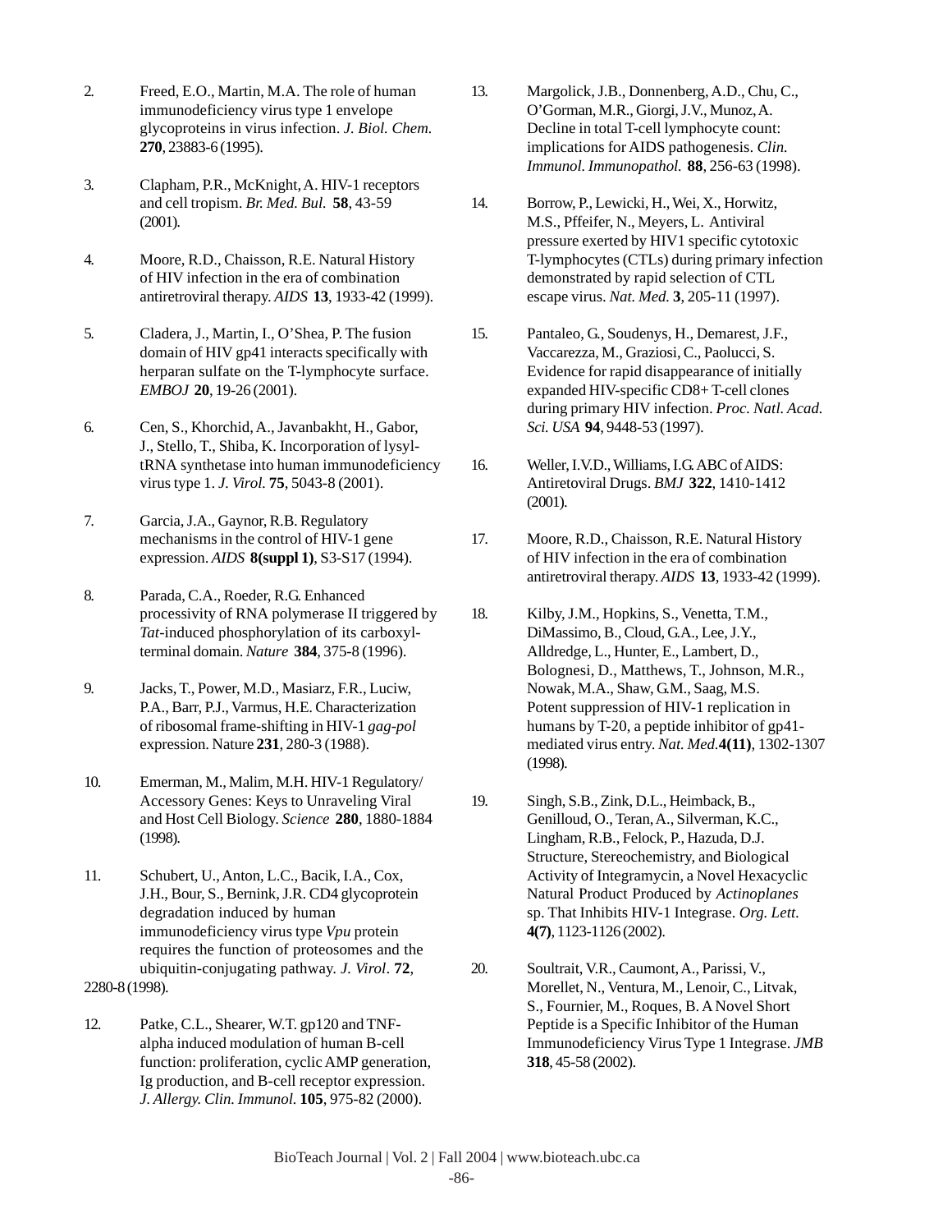2. Freed, E.O., Martin, M.A. The role of human immunodeficiency virus type 1 envelope glycoproteins in virus infection. *J. Biol. Chem.* **270**, 23883-6 (1995).

3. Clapham, P.R., McKnight, A. HIV-1 receptors and cell tropism. *Br. Med. Bul.* **58**, 43-59 (2001).

4. Moore, R.D., Chaisson, R.E. Natural History of HIV infection in the era of combination antiretroviral therapy. *AIDS* **13**, 1933-42 (1999).

5. Cladera, J., Martin, I., O'Shea, P. The fusion domain of HIV gp41 interacts specifically with herparan sulfate on the T-lymphocyte surface. *EMBOJ* **20**, 19-26 (2001).

6. Cen, S., Khorchid, A., Javanbakht, H., Gabor, J., Stello, T., Shiba, K. Incorporation of lysyl-tRNA synthetase into human immunodeficiency virus type 1. *J. Virol.* **75**, 5043-8 (2001).

7. Garcia, J.A., Gaynor, R.B. Regulatory mechanisms in the control of HIV-1 gene expression. *AIDS* **8(suppl 1)**, S3-S17 (1994).

8. Parada, C.A., Roeder, R.G. Enhanced processivity of RNA polymerase II triggered by *Tat*-induced phosphorylation of its carboxyl-terminal domain. *Nature* **384**, 375-8 (1996).

9. Jacks, T., Power, M.D., Masiarz, F.R., Luciw, P.A., Barr, P.J., Varmus, H.E. Characterization of ribosomal frame-shifting in HIV-1 *gag-pol* expression. Nature **231**, 280-3 (1988).

10. Emerman, M., Malim, M.H. HIV-1 Regulatory/ Accessory Genes: Keys to Unraveling Viral and Host Cell Biology. *Science* **280**, 1880-1884 (1998).

11. Schubert, U., Anton, L.C., Bacik, I.A., Cox, J.H., Bour, S., Bernink, J.R. CD4 glycoprotein degradation induced by human immunodeficiency virus type *Vpu* protein requires the function of proteosomes and the ubiquitin-conjugating pathway. *J. Virol*. **72**, 2280-8 (1998).

12. Patke, C.L., Shearer, W.T. gp120 and TNF-alpha induced modulation of human B-cell function: proliferation, cyclic AMP generation, Ig production, and B-cell receptor expression. *J. Allergy. Clin. Immunol.* **105**, 975-82 (2000).

13. Margolick, J.B., Donnenberg, A.D., Chu, C., O'Gorman, M.R., Giorgi, J.V., Munoz, A. Decline in total T-cell lymphocyte count: implications for AIDS pathogenesis. *Clin. Immunol. Immunopathol.* **88**, 256-63 (1998).

14. Borrow, P., Lewicki, H., Wei, X., Horwitz, M.S., Pffeifer, N., Meyers, L. Antiviral pressure exerted by HIV1 specific cytotoxic T-lymphocytes (CTLs) during primary infection demonstrated by rapid selection of CTL escape virus. *Nat. Med.* **3**, 205-11 (1997).

15. Pantaleo, G., Soudenys, H., Demarest, J.F., Vaccarezza, M., Graziosi, C., Paolucci, S. Evidence for rapid disappearance of initially expanded HIV-specific CD8+ T-cell clones during primary HIV infection. *Proc. Natl. Acad. Sci. USA* **94**, 9448-53 (1997).

16. Weller, I.V.D., Williams, I.G. ABC of AIDS: Antiretroviral Drugs. *BMJ* **322**, 1410-1412 (2001).

17. Moore, R.D., Chaisson, R.E. Natural History of HIV infection in the era of combination antiretroviral therapy. *AIDS* **13**, 1933-42 (1999).

18. Kilby, J.M., Hopkins, S., Venetta, T.M., DiMassimo, B., Cloud, G.A., Lee, J.Y., Alldredge, L., Hunter, E., Lambert, D., Bolognesi, D., Matthews, T., Johnson, M.R., Nowak, M.A., Shaw, G.M., Saag, M.S. Potent suppression of HIV-1 replication in humans by T-20, a peptide inhibitor of gp41-mediated virus entry. *Nat. Med.* **4(11)**, 1302-1307 (1998).

19. Singh, S.B., Zink, D.L., Heimback, B., Genilloud, O., Teran, A., Silverman, K.C., Lingham, R.B., Felock, P., Hazuda, D.J. Structure, Stereochemistry, and Biological Activity of Integramycin, a Novel Hexacyclic Natural Product Produced by *Actinoplanes* sp. That Inhibits HIV-1 Integrase. *Org. Lett.* **4(7)**, 1123-1126 (2002).

20. Soultrait, V.R., Caumont, A., Parissi, V., Morellet, N., Ventura, M., Lenoir, C., Litvak, S., Fournier, M., Roques, B. A Novel Short Peptide is a Specific Inhibitor of the Human Immunodeficiency Virus Type 1 Integrase. *JMB* **318**, 45-58 (2002).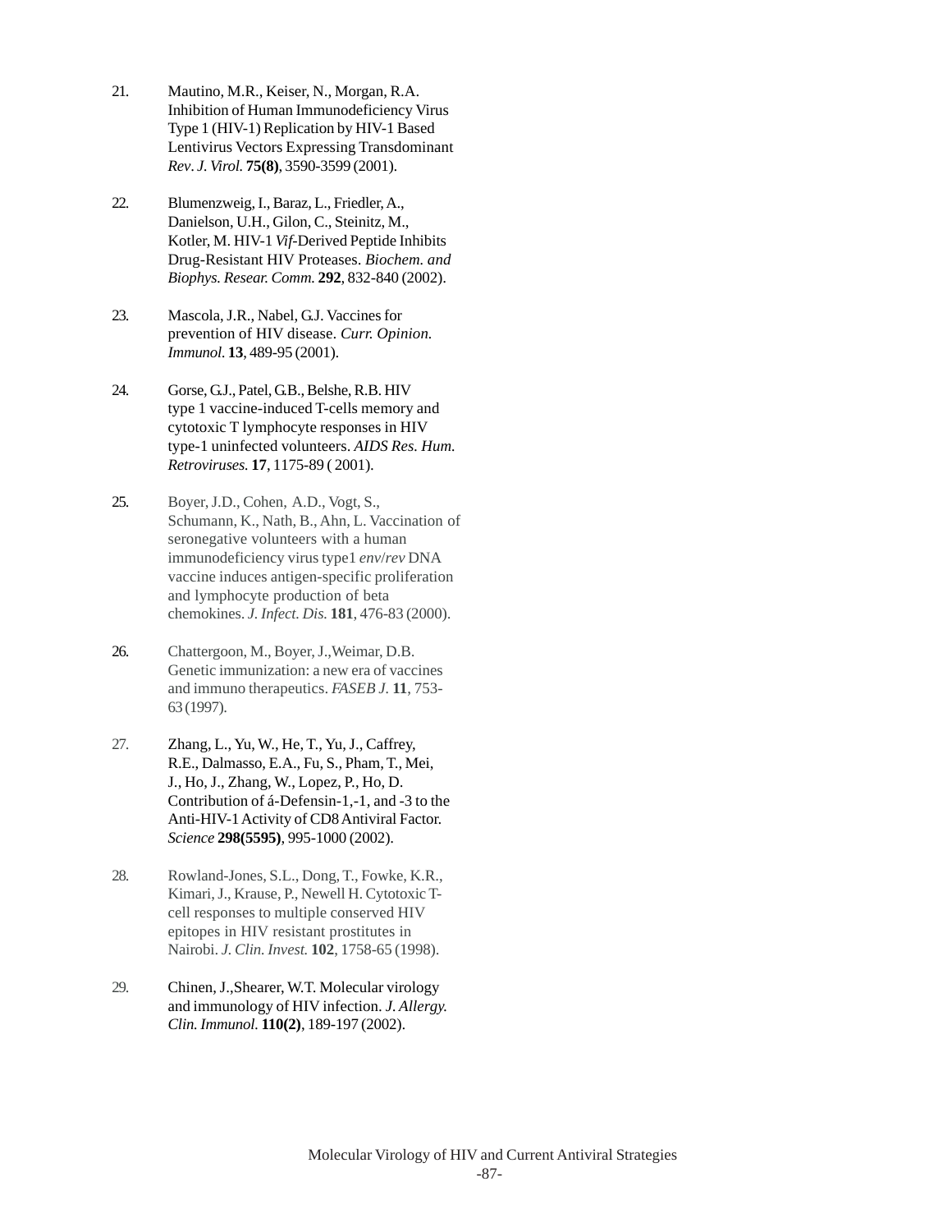21. Mautino, M.R., Keiser, N., Morgan, R.A. Inhibition of Human Immunodeficiency Virus Type 1 (HIV-1) Replication by HIV-1 Based Lentivirus Vectors Expressing Transdominant *Rev*. *J. Virol.* **75(8)**, 3590-3599 (2001).

22. Blumenzweig, I., Baraz, L., Friedler, A., Danielson, U.H., Gilon, C., Steinitz, M., Kotler, M. HIV-1 *Vif*-Derived Peptide Inhibits Drug-Resistant HIV Proteases. *Biochem. and Biophys. Resear. Comm.* **292**, 832-840 (2002).

23. Mascola, J.R., Nabel, G.J. Vaccines for prevention of HIV disease. *Curr. Opinion. Immunol.* **13**, 489-95 (2001).

24. Gorse, G.J., Patel, G.B., Belshe, R.B. HIV type 1 vaccine-induced T-cells memory and cytotoxic T lymphocyte responses in HIV type-1 uninfected volunteers. *AIDS Res. Hum. Retroviruses.* **17**, 1175-89 ( 2001).

25. Boyer, J.D., Cohen, A.D., Vogt, S., Schumann, K., Nath, B., Ahn, L. Vaccination of seronegative volunteers with a human immunodeficiency virus type1 *env*/*rev* DNA vaccine induces antigen-specific proliferation and lymphocyte production of beta chemokines. *J. Infect. Dis.* **181**, 476-83 (2000).

26. Chattergoon, M., Boyer, J.,Weimar, D.B. Genetic immunization: a new era of vaccines and immuno therapeutics. *FASEB J.* **11**, 753-63 (1997).

27. Zhang, L., Yu, W., He, T., Yu, J., Caffrey, R.E., Dalmasso, E.A., Fu, S., Pham, T., Mei, J., Ho, J., Zhang, W., Lopez, P., Ho, D. Contribution of á-Defensin-1,-1, and -3 to the Anti-HIV-1 Activity of CD8 Antiviral Factor. *Science* **298(5595)**, 995-1000 (2002).

28. Rowland-Jones, S.L., Dong, T., Fowke, K.R., Kimari, J., Krause, P., Newell H. Cytotoxic T-cell responses to multiple conserved HIV epitopes in HIV resistant prostitutes in Nairobi. *J. Clin. Invest.* **102**, 1758-65 (1998).

29. Chinen, J.,Shearer, W.T. Molecular virology and immunology of HIV infection. *J. Allergy. Clin. Immunol.* **110(2)**, 189-197 (2002).